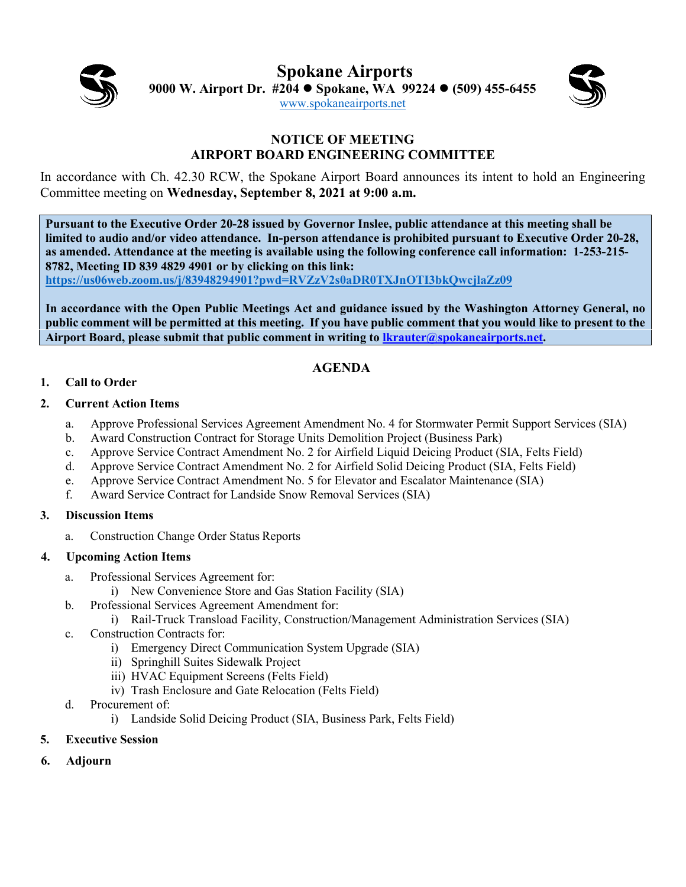# Spokane Airports

**9000 W. Airport Dr. #204 ● Spokane, WA 99224 ● (509) 455-6455**

www.spokaneairports.net

## NOTICE OF MEETING
## AIRPORT BOARD ENGINEERING COMMITTEE

In accordance with Ch. 42.30 RCW, the Spokane Airport Board announces its intent to hold an Engineering Committee meeting on **Wednesday, September 8, 2021 at 9:00 a.m.**

**Pursuant to the Executive Order 20-28 issued by Governor Inslee, public attendance at this meeting shall be limited to audio and/or video attendance. In-person attendance is prohibited pursuant to Executive Order 20-28, as amended. Attendance at the meeting is available using the following conference call information: 1-253-215-8782, Meeting ID 839 4829 4901 or by clicking on this link:**
**https://us06web.zoom.us/j/83948294901?pwd=RVZzV2s0aDR0TXJnOTI3bkQwcjlaZz09**

**In accordance with the Open Public Meetings Act and guidance issued by the Washington Attorney General, no public comment will be permitted at this meeting. If you have public comment that you would like to present to the Airport Board, please submit that public comment in writing to lkrauter@spokaneairports.net.**

## AGENDA

1. **Call to Order**
2. **Current Action Items**
   a. Approve Professional Services Agreement Amendment No. 4 for Stormwater Permit Support Services (SIA)
   b. Award Construction Contract for Storage Units Demolition Project (Business Park)
   c. Approve Service Contract Amendment No. 2 for Airfield Liquid Deicing Product (SIA, Felts Field)
   d. Approve Service Contract Amendment No. 2 for Airfield Solid Deicing Product (SIA, Felts Field)
   e. Approve Service Contract Amendment No. 5 for Elevator and Escalator Maintenance (SIA)
   f. Award Service Contract for Landside Snow Removal Services (SIA)
3. **Discussion Items**
   a. Construction Change Order Status Reports
4. **Upcoming Action Items**
   a. Professional Services Agreement for:
      i) New Convenience Store and Gas Station Facility (SIA)
   b. Professional Services Agreement Amendment for:
      i) Rail-Truck Transload Facility, Construction/Management Administration Services (SIA)
   c. Construction Contracts for:
      i) Emergency Direct Communication System Upgrade (SIA)
      ii) Springhill Suites Sidewalk Project
      iii) HVAC Equipment Screens (Felts Field)
      iv) Trash Enclosure and Gate Relocation (Felts Field)
   d. Procurement of:
      i) Landside Solid Deicing Product (SIA, Business Park, Felts Field)
5. **Executive Session**
6. **Adjourn**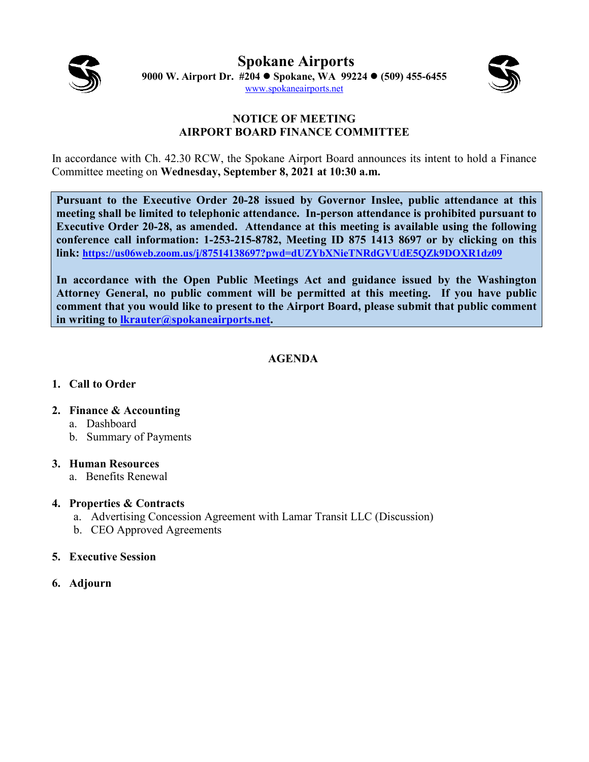# Spokane Airports

**9000 W. Airport Dr. #204 ● Spokane, WA 99224 ● (509) 455-6455**

www.spokaneairports.net

## NOTICE OF MEETING
## AIRPORT BOARD FINANCE COMMITTEE

In accordance with Ch. 42.30 RCW, the Spokane Airport Board announces its intent to hold a Finance Committee meeting on **Wednesday, September 8, 2021 at 10:30 a.m.**

**Pursuant to the Executive Order 20-28 issued by Governor Inslee, public attendance at this meeting shall be limited to telephonic attendance. In-person attendance is prohibited pursuant to Executive Order 20-28, as amended. Attendance at this meeting is available using the following conference call information: 1-253-215-8782, Meeting ID 875 1413 8697 or by clicking on this link: https://us06web.zoom.us/j/87514138697?pwd=dUZYbXNieTNRdGVUdE5QZk9DOXR1dz09**

**In accordance with the Open Public Meetings Act and guidance issued by the Washington Attorney General, no public comment will be permitted at this meeting. If you have public comment that you would like to present to the Airport Board, please submit that public comment in writing to lkrauter@spokaneairports.net.**

## AGENDA

1. **Call to Order**

2. **Finance & Accounting**
   a. Dashboard
   b. Summary of Payments

3. **Human Resources**
   a. Benefits Renewal

4. **Properties & Contracts**
   a. Advertising Concession Agreement with Lamar Transit LLC (Discussion)
   b. CEO Approved Agreements

5. **Executive Session**

6. **Adjourn**